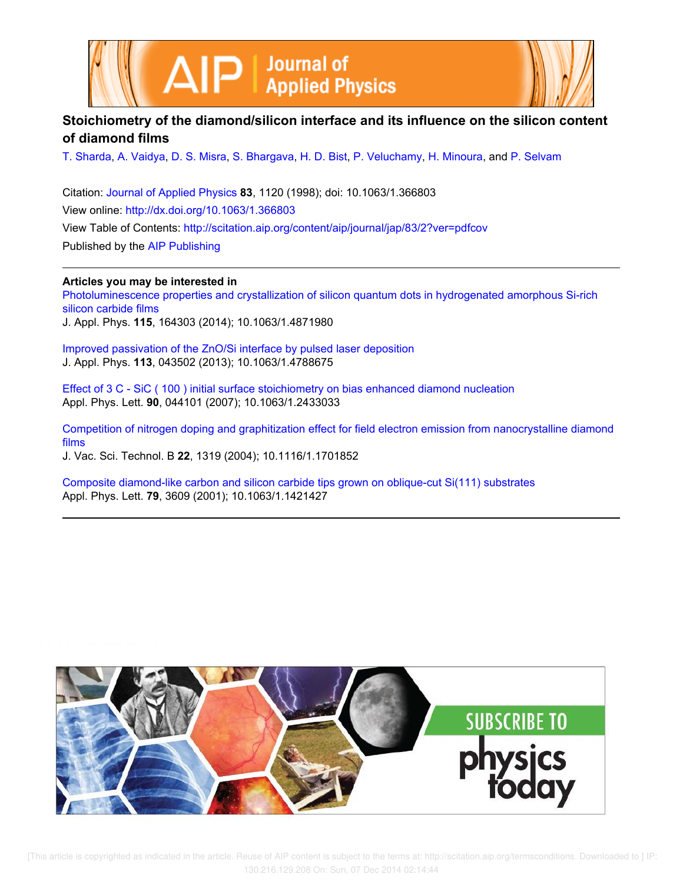# Stoichiometry of the diamond/silicon interface and its influence on the silicon content of diamond films

T. Sharda, A. Vaidya, D. S. Misra, S. Bhargava, H. D. Bist, P. Veluchamy, H. Minoura, and P. Selvam

Citation: Journal of Applied Physics **83**, 1120 (1998); doi: 10.1063/1.366803

View online: http://dx.doi.org/10.1063/1.366803

View Table of Contents: http://scitation.aip.org/content/aip/journal/jap/83/2?ver=pdfcov

Published by the AIP Publishing

**Articles you may be interested in**

Photoluminescence properties and crystallization of silicon quantum dots in hydrogenated amorphous Si-rich silicon carbide films

J. Appl. Phys. **115**, 164303 (2014); 10.1063/1.4871980

Improved passivation of the ZnO/Si interface by pulsed laser deposition

J. Appl. Phys. **113**, 043502 (2013); 10.1063/1.4788675

Effect of 3 C - SiC ( 100 ) initial surface stoichiometry on bias enhanced diamond nucleation

Appl. Phys. Lett. **90**, 044101 (2007); 10.1063/1.2433033

Competition of nitrogen doping and graphitization effect for field electron emission from nanocrystalline diamond films

J. Vac. Sci. Technol. B **22**, 1319 (2004); 10.1116/1.1701852

Composite diamond-like carbon and silicon carbide tips grown on oblique-cut Si(111) substrates

Appl. Phys. Lett. **79**, 3609 (2001); 10.1063/1.1421427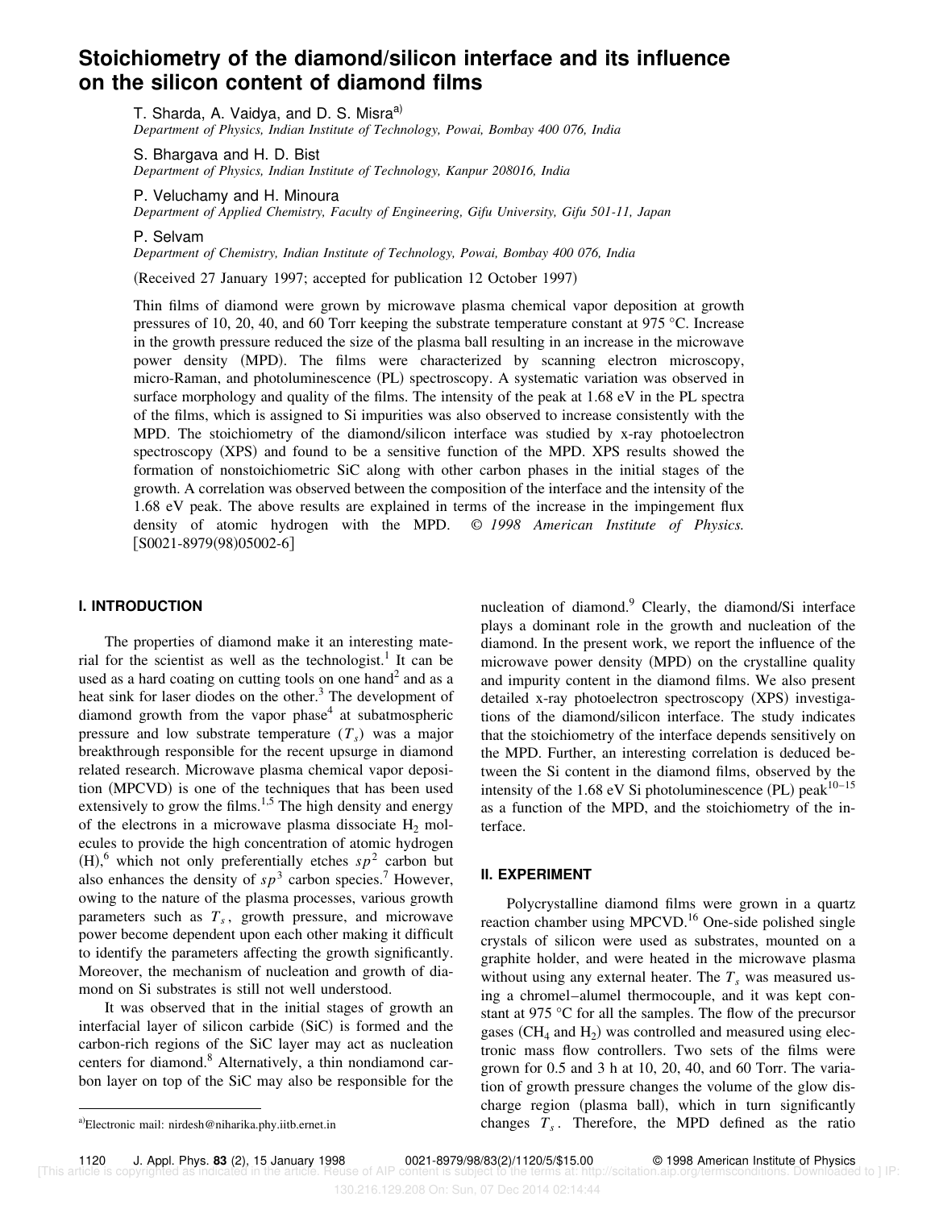# Stoichiometry of the diamond/silicon interface and its influence on the silicon content of diamond films

T. Sharda, A. Vaidya, and D. S. Misra[a)]

*Department of Physics, Indian Institute of Technology, Powai, Bombay 400 076, India*

S. Bhargava and H. D. Bist

*Department of Physics, Indian Institute of Technology, Kanpur 208016, India*

P. Veluchamy and H. Minoura

*Department of Applied Chemistry, Faculty of Engineering, Gifu University, Gifu 501-11, Japan*

P. Selvam

*Department of Chemistry, Indian Institute of Technology, Powai, Bombay 400 076, India*

(Received 27 January 1997; accepted for publication 12 October 1997)

Thin films of diamond were grown by microwave plasma chemical vapor deposition at growth pressures of 10, 20, 40, and 60 Torr keeping the substrate temperature constant at 975 °C. Increase in the growth pressure reduced the size of the plasma ball resulting in an increase in the microwave power density (MPD). The films were characterized by scanning electron microscopy, micro-Raman, and photoluminescence (PL) spectroscopy. A systematic variation was observed in surface morphology and quality of the films. The intensity of the peak at 1.68 eV in the PL spectra of the films, which is assigned to Si impurities was also observed to increase consistently with the MPD. The stoichiometry of the diamond/silicon interface was studied by x-ray photoelectron spectroscopy (XPS) and found to be a sensitive function of the MPD. XPS results showed the formation of nonstoichiometric SiC along with other carbon phases in the initial stages of the growth. A correlation was observed between the composition of the interface and the intensity of the 1.68 eV peak. The above results are explained in terms of the increase in the impingement flux density of atomic hydrogen with the MPD. *© 1998 American Institute of Physics.* [S0021-8979(98)05002-6]

## I. INTRODUCTION

The properties of diamond make it an interesting material for the scientist as well as the technologist.[1] It can be used as a hard coating on cutting tools on one hand[2] and as a heat sink for laser diodes on the other.[3] The development of diamond growth from the vapor phase[4] at subatmospheric pressure and low substrate temperature ($T_s$) was a major breakthrough responsible for the recent upsurge in diamond related research. Microwave plasma chemical vapor deposition (MPCVD) is one of the techniques that has been used extensively to grow the films.[1,5] The high density and energy of the electrons in a microwave plasma dissociate $H_2$ molecules to provide the high concentration of atomic hydrogen (H),[6] which not only preferentially etches $sp^2$ carbon but also enhances the density of $sp^3$ carbon species.[7] However, owing to the nature of the plasma processes, various growth parameters such as $T_s$, growth pressure, and microwave power become dependent upon each other making it difficult to identify the parameters affecting the growth significantly. Moreover, the mechanism of nucleation and growth of diamond on Si substrates is still not well understood.

It was observed that in the initial stages of growth an interfacial layer of silicon carbide (SiC) is formed and the carbon-rich regions of the SiC layer may act as nucleation centers for diamond.[8] Alternatively, a thin nondiamond carbon layer on top of the SiC may also be responsible for the nucleation of diamond.[9] Clearly, the diamond/Si interface plays a dominant role in the growth and nucleation of the diamond. In the present work, we report the influence of the microwave power density (MPD) on the crystalline quality and impurity content in the diamond films. We also present detailed x-ray photoelectron spectroscopy (XPS) investigations of the diamond/silicon interface. The study indicates that the stoichiometry of the interface depends sensitively on the MPD. Further, an interesting correlation is deduced between the Si content in the diamond films, observed by the intensity of the 1.68 eV Si photoluminescence (PL) peak[10–15] as a function of the MPD, and the stoichiometry of the interface.

## II. EXPERIMENT

Polycrystalline diamond films were grown in a quartz reaction chamber using MPCVD.[16] One-side polished single crystals of silicon were used as substrates, mounted on a graphite holder, and were heated in the microwave plasma without using any external heater. The $T_s$ was measured using a chromel–alumel thermocouple, and it was kept constant at 975 °C for all the samples. The flow of the precursor gases ($CH_4$ and $H_2$) was controlled and measured using electronic mass flow controllers. Two sets of the films were grown for 0.5 and 3 h at 10, 20, 40, and 60 Torr. The variation of growth pressure changes the volume of the glow discharge region (plasma ball), which in turn significantly changes $T_s$. Therefore, the MPD defined as the ratio

[a)]Electronic mail: nirdesh@niharika.phy.iitb.ernet.in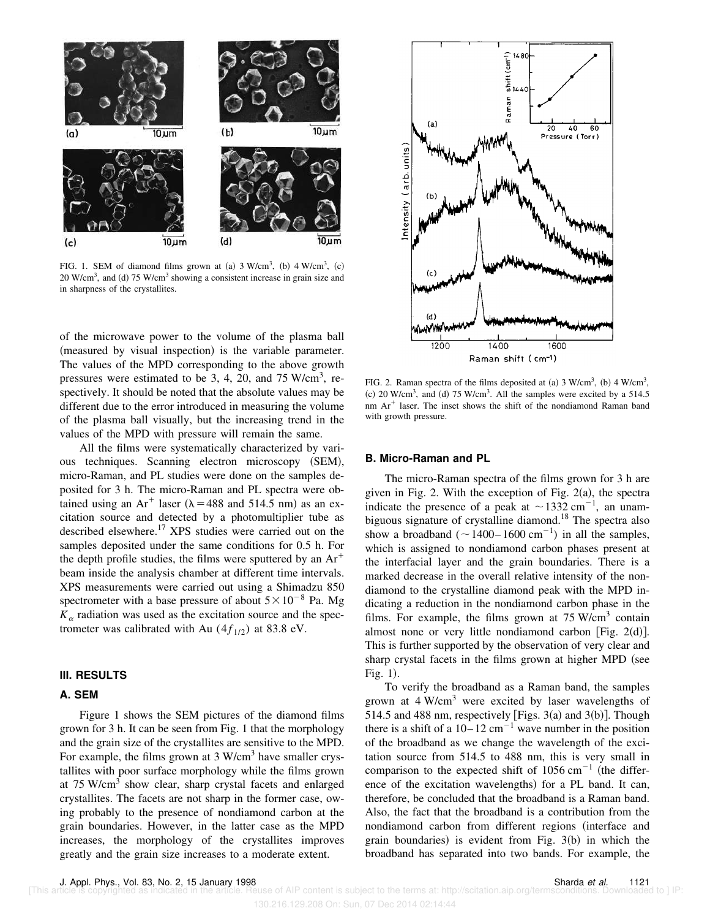FIG. 1. SEM of diamond films grown at (a) 3 W/cm$^3$, (b) 4 W/cm$^3$, (c) 20 W/cm$^3$, and (d) 75 W/cm$^3$ showing a consistent increase in grain size and in sharpness of the crystallites.

of the microwave power to the volume of the plasma ball (measured by visual inspection) is the variable parameter. The values of the MPD corresponding to the above growth pressures were estimated to be 3, 4, 20, and 75 W/cm$^3$, respectively. It should be noted that the absolute values may be different due to the error introduced in measuring the volume of the plasma ball visually, but the increasing trend in the values of the MPD with pressure will remain the same.

All the films were systematically characterized by various techniques. Scanning electron microscopy (SEM), micro-Raman, and PL studies were done on the samples deposited for 3 h. The micro-Raman and PL spectra were obtained using an $Ar^+$ laser ($\lambda$ = 488 and 514.5 nm) as an excitation source and detected by a photomultiplier tube as described elsewhere.[17] XPS studies were carried out on the samples deposited under the same conditions for 0.5 h. For the depth profile studies, the films were sputtered by an $Ar^+$ beam inside the analysis chamber at different time intervals. XPS measurements were carried out using a Shimadzu 850 spectrometer with a base pressure of about $5 \times 10^{-8}$ Pa. Mg $K_\alpha$ radiation was used as the excitation source and the spectrometer was calibrated with Au ($4f_{1/2}$) at 83.8 eV.

## III. RESULTS

### A. SEM

Figure 1 shows the SEM pictures of the diamond films grown for 3 h. It can be seen from Fig. 1 that the morphology and the grain size of the crystallites are sensitive to the MPD. For example, the films grown at 3 W/cm$^3$ have smaller crystallites with poor surface morphology while the films grown at 75 W/cm$^3$ show clear, sharp crystal facets and enlarged crystallites. The facets are not sharp in the former case, owing probably to the presence of nondiamond carbon at the grain boundaries. However, in the latter case as the MPD increases, the morphology of the crystallites improves greatly and the grain size increases to a moderate extent.

FIG. 2. Raman spectra of the films deposited at (a) 3 W/cm$^3$, (b) 4 W/cm$^3$, (c) 20 W/cm$^3$, and (d) 75 W/cm$^3$. All the samples were excited by a 514.5 nm $Ar^+$ laser. The inset shows the shift of the nondiamond Raman band with growth pressure.

### B. Micro-Raman and PL

The micro-Raman spectra of the films grown for 3 h are given in Fig. 2. With the exception of Fig. 2(a), the spectra indicate the presence of a peak at $\sim$1332 cm$^{-1}$, an unambiguous signature of crystalline diamond.[18] The spectra also show a broadband ($\sim$1400–1600 cm$^{-1}$) in all the samples, which is assigned to nondiamond carbon phases present at the interfacial layer and the grain boundaries. There is a marked decrease in the overall relative intensity of the nondiamond to the crystalline diamond peak with the MPD indicating a reduction in the nondiamond carbon phase in the films. For example, the films grown at 75 W/cm$^3$ contain almost none or very little nondiamond carbon [Fig. 2(d)]. This is further supported by the observation of very clear and sharp crystal facets in the films grown at higher MPD (see Fig. 1).

To verify the broadband as a Raman band, the samples grown at 4 W/cm$^3$ were excited by laser wavelengths of 514.5 and 488 nm, respectively [Figs. 3(a) and 3(b)]. Though there is a shift of a 10–12 cm$^{-1}$ wave number in the position of the broadband as we change the wavelength of the excitation source from 514.5 to 488 nm, this is very small in comparison to the expected shift of 1056 cm$^{-1}$ (the difference of the excitation wavelengths) for a PL band. It can, therefore, be concluded that the broadband is a Raman band. Also, the fact that the broadband is a contribution from the nondiamond carbon from different regions (interface and grain boundaries) is evident from Fig. 3(b) in which the broadband has separated into two bands. For example, the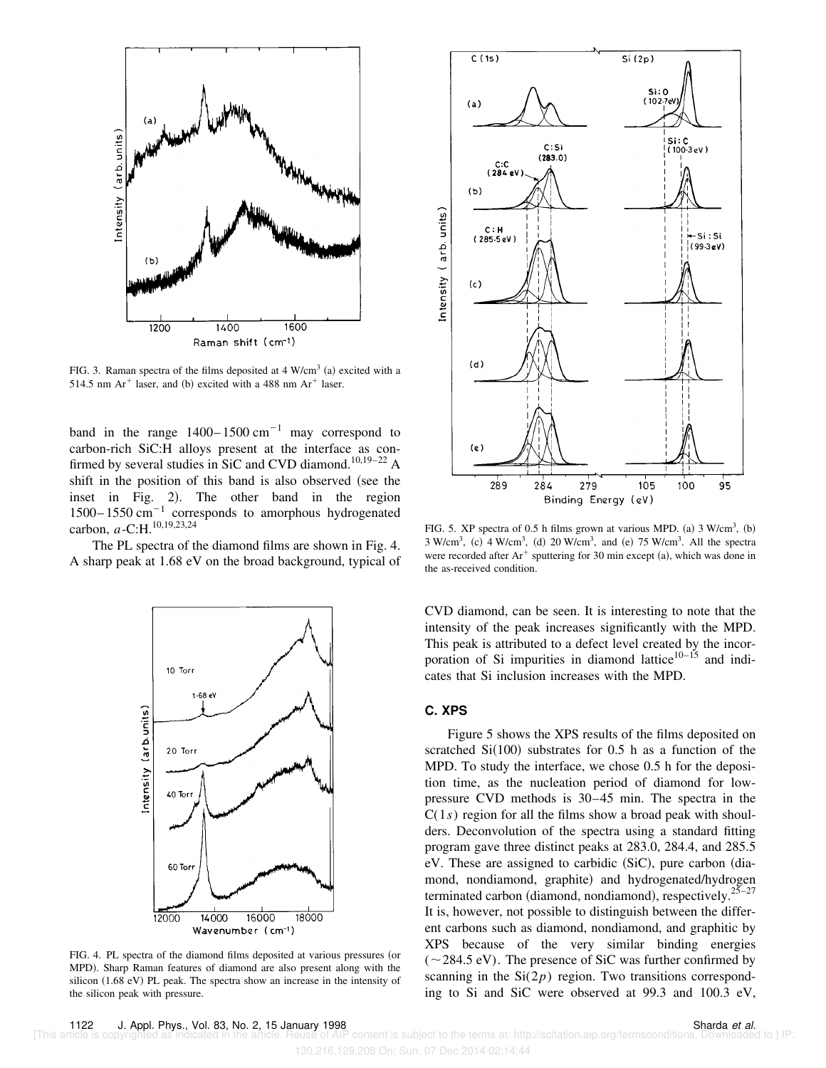FIG. 3. Raman spectra of the films deposited at 4 W/cm$^3$ (a) excited with a 514.5 nm $Ar^+$ laser, and (b) excited with a 488 nm $Ar^+$ laser.

band in the range 1400–1500 cm$^{-1}$ may correspond to carbon-rich SiC:H alloys present at the interface as confirmed by several studies in SiC and CVD diamond.[10,19–22] A shift in the position of this band is also observed (see the inset in Fig. 2). The other band in the region 1500–1550 cm$^{-1}$ corresponds to amorphous hydrogenated carbon, *a*-C:H.[10,19,23,24]

The PL spectra of the diamond films are shown in Fig. 4. A sharp peak at 1.68 eV on the broad background, typical of CVD diamond, can be seen. It is interesting to note that the intensity of the peak increases significantly with the MPD. This peak is attributed to a defect level created by the incorporation of Si impurities in diamond lattice[10–15] and indicates that Si inclusion increases with the MPD.

FIG. 4. PL spectra of the diamond films deposited at various pressures (or MPD). Sharp Raman features of diamond are also present along with the silicon (1.68 eV) PL peak. The spectra show an increase in the intensity of the silicon peak with pressure.

FIG. 5. XP spectra of 0.5 h films grown at various MPD. (a) 3 W/cm$^3$, (b) 3 W/cm$^3$, (c) 4 W/cm$^3$, (d) 20 W/cm$^3$, and (e) 75 W/cm$^3$. All the spectra were recorded after $Ar^+$ sputtering for 30 min except (a), which was done in the as-received condition.

## C. XPS

Figure 5 shows the XPS results of the films deposited on scratched Si(100) substrates for 0.5 h as a function of the MPD. To study the interface, we chose 0.5 h for the deposition time, as the nucleation period of diamond for low-pressure CVD methods is 30–45 min. The spectra in the C(1*s*) region for all the films show a broad peak with shoulders. Deconvolution of the spectra using a standard fitting program gave three distinct peaks at 283.0, 284.4, and 285.5 eV. These are assigned to carbidic (SiC), pure carbon (diamond, nondiamond, graphite) and hydrogenated/hydrogen terminated carbon (diamond, nondiamond), respectively.[25–27] It is, however, not possible to distinguish between the different carbons such as diamond, nondiamond, and graphitic by XPS because of the very similar binding energies (~284.5 eV). The presence of SiC was further confirmed by scanning in the Si(2*p*) region. Two transitions corresponding to Si and SiC were observed at 99.3 and 100.3 eV,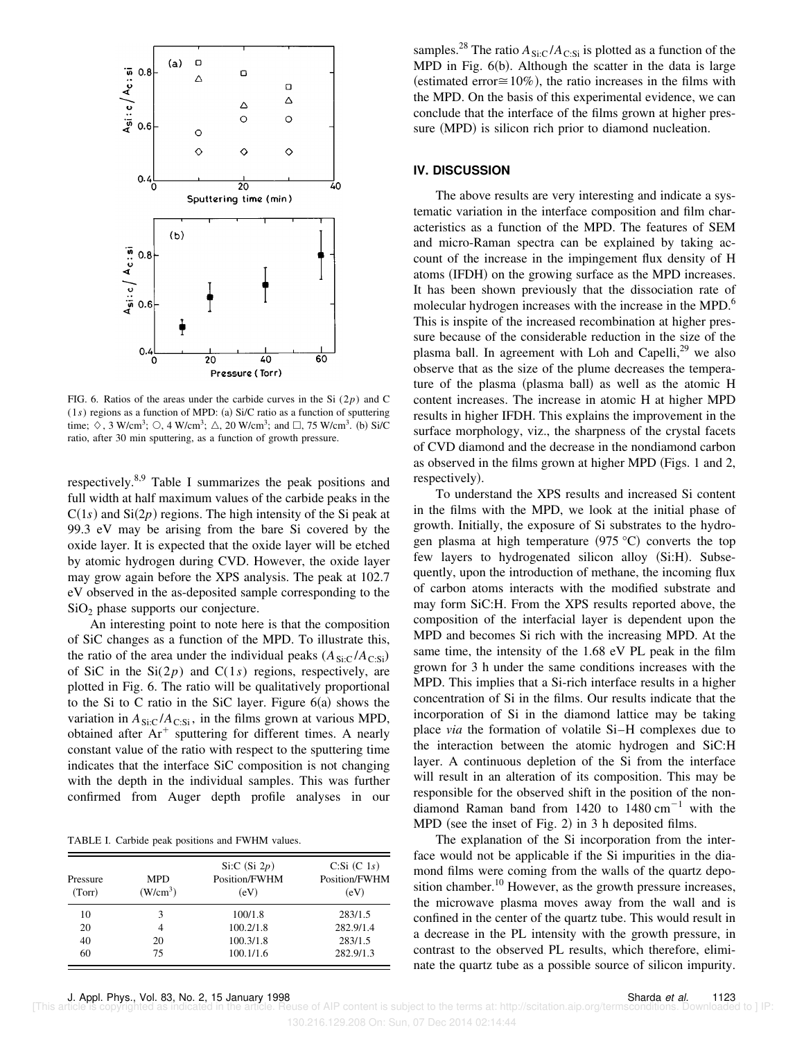FIG. 6. Ratios of the areas under the carbide curves in the Si $(2p)$ and C $(1s)$ regions as a function of MPD: (a) Si/C ratio as a function of sputtering time; ◇, 3 W/cm$^3$; ○, 4 W/cm$^3$; △, 20 W/cm$^3$; and □, 75 W/cm$^3$. (b) Si/C ratio, after 30 min sputtering, as a function of growth pressure.

respectively.[8,9] Table I summarizes the peak positions and full width at half maximum values of the carbide peaks in the C$(1s)$ and Si$(2p)$ regions. The high intensity of the Si peak at 99.3 eV may be arising from the bare Si covered by the oxide layer. It is expected that the oxide layer will be etched by atomic hydrogen during CVD. However, the oxide layer may grow again before the XPS analysis. The peak at 102.7 eV observed in the as-deposited sample corresponding to the $SiO_2$ phase supports our conjecture.

An interesting point to note here is that the composition of SiC changes as a function of the MPD. To illustrate this, the ratio of the area under the individual peaks $(A_{\mathrm{Si:C}}/A_{\mathrm{C:Si}})$ of SiC in the Si$(2p)$ and C$(1s)$ regions, respectively, are plotted in Fig. 6. The ratio will be qualitatively proportional to the Si to C ratio in the SiC layer. Figure 6(a) shows the variation in $A_{\mathrm{Si:C}}/A_{\mathrm{C:Si}}$, in the films grown at various MPD, obtained after $Ar^+$ sputtering for different times. A nearly constant value of the ratio with respect to the sputtering time indicates that the interface SiC composition is not changing with the depth in the individual samples. This was further confirmed from Auger depth profile analyses in our samples.[28] The ratio $A_{\mathrm{Si:C}}/A_{\mathrm{C:Si}}$ is plotted as a function of the MPD in Fig. 6(b). Although the scatter in the data is large (estimated error≅10%), the ratio increases in the films with the MPD. On the basis of this experimental evidence, we can conclude that the interface of the films grown at higher pressure (MPD) is silicon rich prior to diamond nucleation.

TABLE I. Carbide peak positions and FWHM values.

| Pressure (Torr) | MPD (W/cm$^3$) | Si:C (Si $2p$) Position/FWHM (eV) | C:Si (C $1s$) Position/FWHM (eV) |
|---|---|---|---|
| 10 | 3 | 100/1.8 | 283/1.5 |
| 20 | 4 | 100.2/1.8 | 282.9/1.4 |
| 40 | 20 | 100.3/1.8 | 283/1.5 |
| 60 | 75 | 100.1/1.6 | 282.9/1.3 |

## IV. DISCUSSION

The above results are very interesting and indicate a systematic variation in the interface composition and film characteristics as a function of the MPD. The features of SEM and micro-Raman spectra can be explained by taking account of the increase in the impingement flux density of H atoms (IFDH) on the growing surface as the MPD increases. It has been shown previously that the dissociation rate of molecular hydrogen increases with the increase in the MPD.[6] This is inspite of the increased recombination at higher pressure because of the considerable reduction in the size of the plasma ball. In agreement with Loh and Capelli,[29] we also observe that as the size of the plume decreases the temperature of the plasma (plasma ball) as well as the atomic H content increases. The increase in atomic H at higher MPD results in higher IFDH. This explains the improvement in the surface morphology, viz., the sharpness of the crystal facets of CVD diamond and the decrease in the nondiamond carbon as observed in the films grown at higher MPD (Figs. 1 and 2, respectively).

To understand the XPS results and increased Si content in the films with the MPD, we look at the initial phase of growth. Initially, the exposure of Si substrates to the hydrogen plasma at high temperature (975 °C) converts the top few layers to hydrogenated silicon alloy (Si:H). Subsequently, upon the introduction of methane, the incoming flux of carbon atoms interacts with the modified substrate and may form SiC:H. From the XPS results reported above, the composition of the interfacial layer is dependent upon the MPD and becomes Si rich with the increasing MPD. At the same time, the intensity of the 1.68 eV PL peak in the film grown for 3 h under the same conditions increases with the MPD. This implies that a Si-rich interface results in a higher concentration of Si in the films. Our results indicate that the incorporation of Si in the diamond lattice may be taking place *via* the formation of volatile Si–H complexes due to the interaction between the atomic hydrogen and SiC:H layer. A continuous depletion of the Si from the interface will result in an alteration of its composition. This may be responsible for the observed shift in the position of the nondiamond Raman band from 1420 to 1480 cm$^{-1}$ with the MPD (see the inset of Fig. 2) in 3 h deposited films.

The explanation of the Si incorporation from the interface would not be applicable if the Si impurities in the diamond films were coming from the walls of the quartz deposition chamber.[10] However, as the growth pressure increases, the microwave plasma moves away from the wall and is confined in the center of the quartz tube. This would result in a decrease in the PL intensity with the growth pressure, in contrast to the observed PL results, which therefore, eliminate the quartz tube as a possible source of silicon impurity.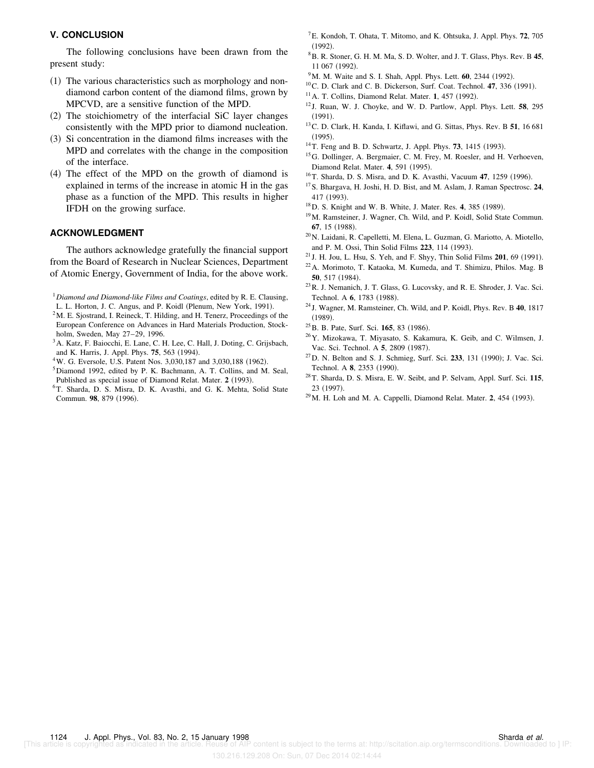## V. CONCLUSION

The following conclusions have been drawn from the present study:

(1) The various characteristics such as morphology and non-diamond carbon content of the diamond films, grown by MPCVD, are a sensitive function of the MPD.

(2) The stoichiometry of the interfacial SiC layer changes consistently with the MPD prior to diamond nucleation.

(3) Si concentration in the diamond films increases with the MPD and correlates with the change in the composition of the interface.

(4) The effect of the MPD on the growth of diamond is explained in terms of the increase in atomic H in the gas phase as a function of the MPD. This results in higher IFDH on the growing surface.

## ACKNOWLEDGMENT

The authors acknowledge gratefully the financial support from the Board of Research in Nuclear Sciences, Department of Atomic Energy, Government of India, for the above work.

[1] *Diamond and Diamond-like Films and Coatings*, edited by R. E. Clausing, L. L. Horton, J. C. Angus, and P. Koidl (Plenum, New York, 1991).

[2] M. E. Sjostrand, I. Reineck, T. Hilding, and H. Tenerz, Proceedings of the European Conference on Advances in Hard Materials Production, Stockholm, Sweden, May 27–29, 1996.

[3] A. Katz, F. Baiocchi, E. Lane, C. H. Lee, C. Hall, J. Doting, C. Grijsbach, and K. Harris, J. Appl. Phys. **75**, 563 (1994).

[4] W. G. Eversole, U.S. Patent Nos. 3,030,187 and 3,030,188 (1962).

[5] Diamond 1992, edited by P. K. Bachmann, A. T. Collins, and M. Seal, Published as special issue of Diamond Relat. Mater. **2** (1993).

[6] T. Sharda, D. S. Misra, D. K. Avasthi, and G. K. Mehta, Solid State Commun. **98**, 879 (1996).

[7] E. Kondoh, T. Ohata, T. Mitomo, and K. Ohtsuka, J. Appl. Phys. **72**, 705 (1992).

[8] B. R. Stoner, G. H. M. Ma, S. D. Wolter, and J. T. Glass, Phys. Rev. B **45**, 11 067 (1992).

[9] M. M. Waite and S. I. Shah, Appl. Phys. Lett. **60**, 2344 (1992).

[10] C. D. Clark and C. B. Dickerson, Surf. Coat. Technol. **47**, 336 (1991).

[11] A. T. Collins, Diamond Relat. Mater. **1**, 457 (1992).

[12] J. Ruan, W. J. Choyke, and W. D. Partlow, Appl. Phys. Lett. **58**, 295 (1991).

[13] C. D. Clark, H. Kanda, I. Kiflawi, and G. Sittas, Phys. Rev. B **51**, 16 681 (1995).

[14] T. Feng and B. D. Schwartz, J. Appl. Phys. **73**, 1415 (1993).

[15] G. Dollinger, A. Bergmaier, C. M. Frey, M. Roesler, and H. Verhoeven, Diamond Relat. Mater. **4**, 591 (1995).

[16] T. Sharda, D. S. Misra, and D. K. Avasthi, Vacuum **47**, 1259 (1996).

[17] S. Bhargava, H. Joshi, H. D. Bist, and M. Aslam, J. Raman Spectrosc. **24**, 417 (1993).

[18] D. S. Knight and W. B. White, J. Mater. Res. **4**, 385 (1989).

[19] M. Ramsteiner, J. Wagner, Ch. Wild, and P. Koidl, Solid State Commun. **67**, 15 (1988).

[20] N. Laidani, R. Capelletti, M. Elena, L. Guzman, G. Mariotto, A. Miotello, and P. M. Ossi, Thin Solid Films **223**, 114 (1993).

[21] J. H. Jou, L. Hsu, S. Yeh, and F. Shyy, Thin Solid Films **201**, 69 (1991).

[22] A. Morimoto, T. Kataoka, M. Kumeda, and T. Shimizu, Philos. Mag. B **50**, 517 (1984).

[23] R. J. Nemanich, J. T. Glass, G. Lucovsky, and R. E. Shroder, J. Vac. Sci. Technol. A **6**, 1783 (1988).

[24] J. Wagner, M. Ramsteiner, Ch. Wild, and P. Koidl, Phys. Rev. B **40**, 1817 (1989).

[25] B. B. Pate, Surf. Sci. **165**, 83 (1986).

[26] Y. Mizokawa, T. Miyasato, S. Kakamura, K. Geib, and C. Wilmsen, J. Vac. Sci. Technol. A **5**, 2809 (1987).

[27] D. N. Belton and S. J. Schmieg, Surf. Sci. **233**, 131 (1990); J. Vac. Sci. Technol. A **8**, 2353 (1990).

[28] T. Sharda, D. S. Misra, E. W. Seibt, and P. Selvam, Appl. Surf. Sci. **115**, 23 (1997).

[29] M. H. Loh and M. A. Cappelli, Diamond Relat. Mater. **2**, 454 (1993).